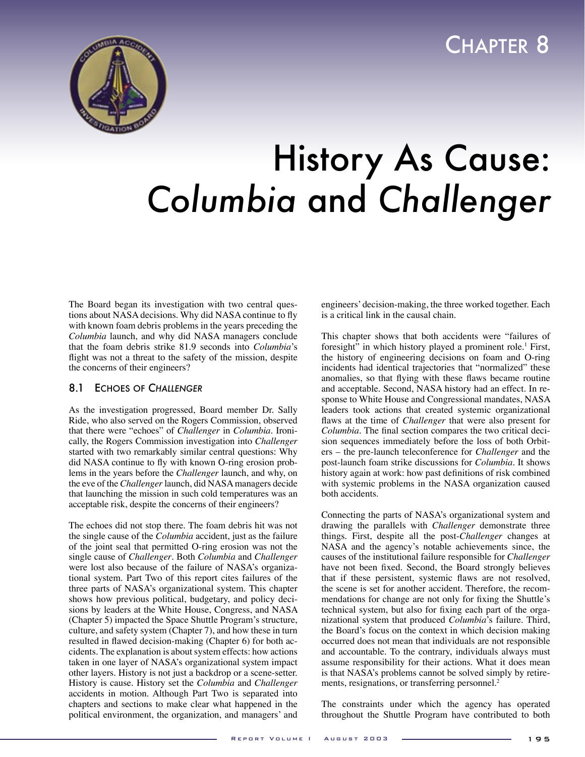# CHAPTER 8

# History As Cause: *Columbia* and *Challenger*

The Board began its investigation with two central questions about NASA decisions. Why did NASA continue to fly with known foam debris problems in the years preceding the *Columbia* launch, and why did NASA managers conclude that the foam debris strike 81.9 seconds into *Columbia*'s flight was not a threat to the safety of the mission, despite the concerns of their engineers?

## 8.1 ECHOES OF *CHALLENGER*

As the investigation progressed, Board member Dr. Sally Ride, who also served on the Rogers Commission, observed that there were "echoes" of *Challenger* in *Columbia*. Ironically, the Rogers Commission investigation into *Challenger* started with two remarkably similar central questions: Why did NASA continue to fly with known O-ring erosion problems in the years before the *Challenger* launch, and why, on the eve of the *Challenger* launch, did NASA managers decide that launching the mission in such cold temperatures was an acceptable risk, despite the concerns of their engineers?

The echoes did not stop there. The foam debris hit was not the single cause of the *Columbia* accident, just as the failure of the joint seal that permitted O-ring erosion was not the single cause of *Challenger*. Both *Columbia* and *Challenger* were lost also because of the failure of NASA's organizational system. Part Two of this report cites failures of the three parts of NASA's organizational system. This chapter shows how previous political, budgetary, and policy decisions by leaders at the White House, Congress, and NASA (Chapter 5) impacted the Space Shuttle Program's structure, culture, and safety system (Chapter 7), and how these in turn resulted in flawed decision-making (Chapter 6) for both accidents. The explanation is about system effects: how actions taken in one layer of NASA's organizational system impact other layers. History is not just a backdrop or a scene-setter. History is cause. History set the *Columbia* and *Challenger* accidents in motion. Although Part Two is separated into chapters and sections to make clear what happened in the political environment, the organization, and managers' and engineers' decision-making, the three worked together. Each is a critical link in the causal chain.

This chapter shows that both accidents were "failures of foresight" in which history played a prominent role.[1] First, the history of engineering decisions on foam and O-ring incidents had identical trajectories that "normalized" these anomalies, so that flying with these flaws became routine and acceptable. Second, NASA history had an effect. In response to White House and Congressional mandates, NASA leaders took actions that created systemic organizational flaws at the time of *Challenger* that were also present for *Columbia*. The final section compares the two critical decision sequences immediately before the loss of both Orbiters – the pre-launch teleconference for *Challenger* and the post-launch foam strike discussions for *Columbia*. It shows history again at work: how past definitions of risk combined with systemic problems in the NASA organization caused both accidents.

Connecting the parts of NASA's organizational system and drawing the parallels with *Challenger* demonstrate three things. First, despite all the post-*Challenger* changes at NASA and the agency's notable achievements since, the causes of the institutional failure responsible for *Challenger* have not been fixed. Second, the Board strongly believes that if these persistent, systemic flaws are not resolved, the scene is set for another accident. Therefore, the recommendations for change are not only for fixing the Shuttle's technical system, but also for fixing each part of the organizational system that produced *Columbia*'s failure. Third, the Board's focus on the context in which decision making occurred does not mean that individuals are not responsible and accountable. To the contrary, individuals always must assume responsibility for their actions. What it does mean is that NASA's problems cannot be solved simply by retirements, resignations, or transferring personnel.[2]

The constraints under which the agency has operated throughout the Shuttle Program have contributed to both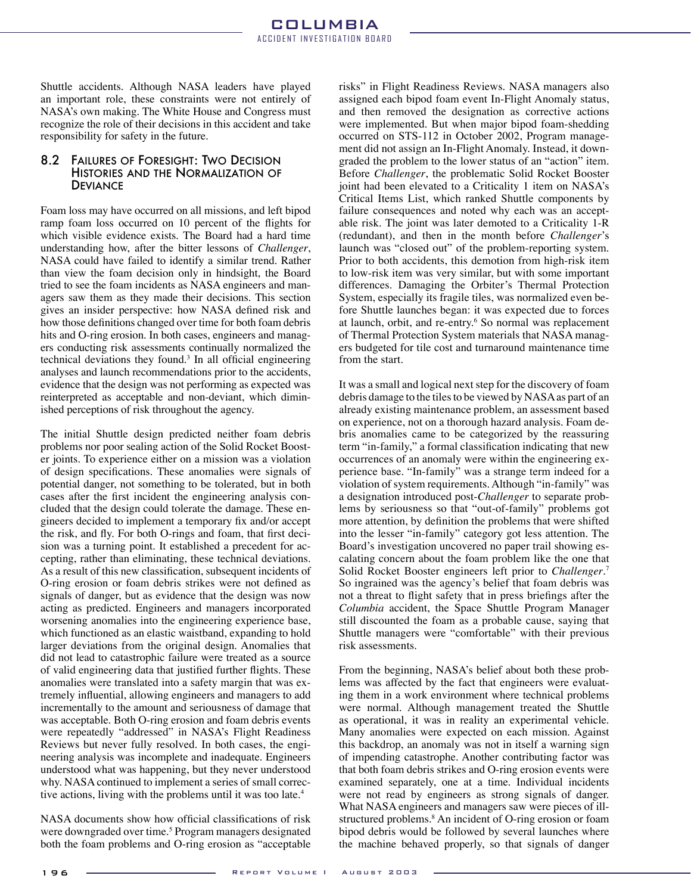Shuttle accidents. Although NASA leaders have played an important role, these constraints were not entirely of NASA's own making. The White House and Congress must recognize the role of their decisions in this accident and take responsibility for safety in the future.

## 8.2 Failures of Foresight: Two Decision Histories and the Normalization of Deviance

Foam loss may have occurred on all missions, and left bipod ramp foam loss occurred on 10 percent of the flights for which visible evidence exists. The Board had a hard time understanding how, after the bitter lessons of *Challenger*, NASA could have failed to identify a similar trend. Rather than view the foam decision only in hindsight, the Board tried to see the foam incidents as NASA engineers and managers saw them as they made their decisions. This section gives an insider perspective: how NASA defined risk and how those definitions changed over time for both foam debris hits and O-ring erosion. In both cases, engineers and managers conducting risk assessments continually normalized the technical deviations they found.[3] In all official engineering analyses and launch recommendations prior to the accidents, evidence that the design was not performing as expected was reinterpreted as acceptable and non-deviant, which diminished perceptions of risk throughout the agency.

The initial Shuttle design predicted neither foam debris problems nor poor sealing action of the Solid Rocket Booster joints. To experience either on a mission was a violation of design specifications. These anomalies were signals of potential danger, not something to be tolerated, but in both cases after the first incident the engineering analysis concluded that the design could tolerate the damage. These engineers decided to implement a temporary fix and/or accept the risk, and fly. For both O-rings and foam, that first decision was a turning point. It established a precedent for accepting, rather than eliminating, these technical deviations. As a result of this new classification, subsequent incidents of O-ring erosion or foam debris strikes were not defined as signals of danger, but as evidence that the design was now acting as predicted. Engineers and managers incorporated worsening anomalies into the engineering experience base, which functioned as an elastic waistband, expanding to hold larger deviations from the original design. Anomalies that did not lead to catastrophic failure were treated as a source of valid engineering data that justified further flights. These anomalies were translated into a safety margin that was extremely influential, allowing engineers and managers to add incrementally to the amount and seriousness of damage that was acceptable. Both O-ring erosion and foam debris events were repeatedly "addressed" in NASA's Flight Readiness Reviews but never fully resolved. In both cases, the engineering analysis was incomplete and inadequate. Engineers understood what was happening, but they never understood why. NASA continued to implement a series of small corrective actions, living with the problems until it was too late.[4]

NASA documents show how official classifications of risk were downgraded over time.[5] Program managers designated both the foam problems and O-ring erosion as "acceptable risks" in Flight Readiness Reviews. NASA managers also assigned each bipod foam event In-Flight Anomaly status, and then removed the designation as corrective actions were implemented. But when major bipod foam-shedding occurred on STS-112 in October 2002, Program management did not assign an In-Flight Anomaly. Instead, it downgraded the problem to the lower status of an "action" item. Before *Challenger*, the problematic Solid Rocket Booster joint had been elevated to a Criticality 1 item on NASA's Critical Items List, which ranked Shuttle components by failure consequences and noted why each was an acceptable risk. The joint was later demoted to a Criticality 1-R (redundant), and then in the month before *Challenger*'s launch was "closed out" of the problem-reporting system. Prior to both accidents, this demotion from high-risk item to low-risk item was very similar, but with some important differences. Damaging the Orbiter's Thermal Protection System, especially its fragile tiles, was normalized even before Shuttle launches began: it was expected due to forces at launch, orbit, and re-entry.[6] So normal was replacement of Thermal Protection System materials that NASA managers budgeted for tile cost and turnaround maintenance time from the start.

It was a small and logical next step for the discovery of foam debris damage to the tiles to be viewed by NASA as part of an already existing maintenance problem, an assessment based on experience, not on a thorough hazard analysis. Foam debris anomalies came to be categorized by the reassuring term "in-family," a formal classification indicating that new occurrences of an anomaly were within the engineering experience base. "In-family" was a strange term indeed for a violation of system requirements. Although "in-family" was a designation introduced post-*Challenger* to separate problems by seriousness so that "out-of-family" problems got more attention, by definition the problems that were shifted into the lesser "in-family" category got less attention. The Board's investigation uncovered no paper trail showing escalating concern about the foam problem like the one that Solid Rocket Booster engineers left prior to *Challenger*.[7] So ingrained was the agency's belief that foam debris was not a threat to flight safety that in press briefings after the *Columbia* accident, the Space Shuttle Program Manager still discounted the foam as a probable cause, saying that Shuttle managers were "comfortable" with their previous risk assessments.

From the beginning, NASA's belief about both these problems was affected by the fact that engineers were evaluating them in a work environment where technical problems were normal. Although management treated the Shuttle as operational, it was in reality an experimental vehicle. Many anomalies were expected on each mission. Against this backdrop, an anomaly was not in itself a warning sign of impending catastrophe. Another contributing factor was that both foam debris strikes and O-ring erosion events were examined separately, one at a time. Individual incidents were not read by engineers as strong signals of danger. What NASA engineers and managers saw were pieces of ill-structured problems.[8] An incident of O-ring erosion or foam bipod debris would be followed by several launches where the machine behaved properly, so that signals of danger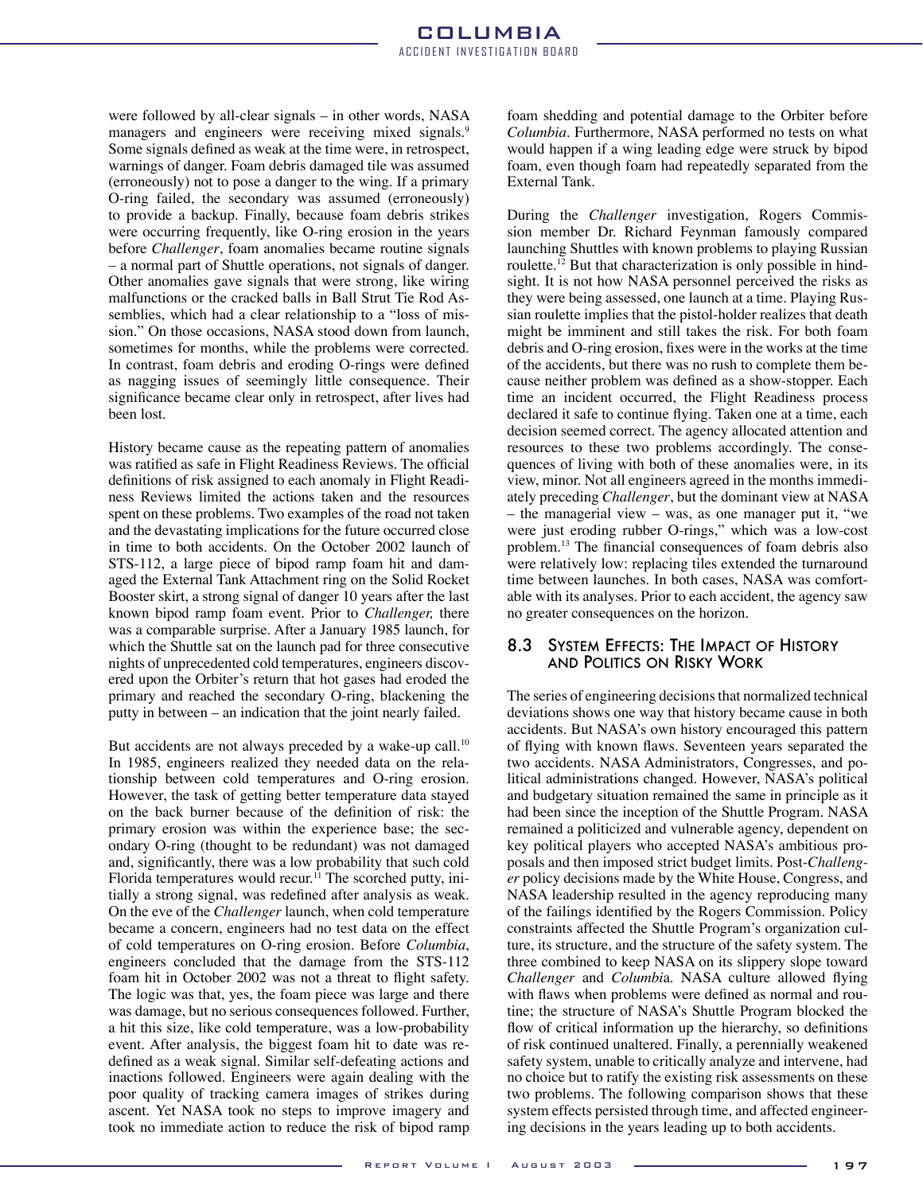were followed by all-clear signals – in other words, NASA managers and engineers were receiving mixed signals.[9] Some signals defined as weak at the time were, in retrospect, warnings of danger. Foam debris damaged tile was assumed (erroneously) not to pose a danger to the wing. If a primary O-ring failed, the secondary was assumed (erroneously) to provide a backup. Finally, because foam debris strikes were occurring frequently, like O-ring erosion in the years before *Challenger*, foam anomalies became routine signals – a normal part of Shuttle operations, not signals of danger. Other anomalies gave signals that were strong, like wiring malfunctions or the cracked balls in Ball Strut Tie Rod Assemblies, which had a clear relationship to a "loss of mission." On those occasions, NASA stood down from launch, sometimes for months, while the problems were corrected. In contrast, foam debris and eroding O-rings were defined as nagging issues of seemingly little consequence. Their significance became clear only in retrospect, after lives had been lost.

History became cause as the repeating pattern of anomalies was ratified as safe in Flight Readiness Reviews. The official definitions of risk assigned to each anomaly in Flight Readiness Reviews limited the actions taken and the resources spent on these problems. Two examples of the road not taken and the devastating implications for the future occurred close in time to both accidents. On the October 2002 launch of STS-112, a large piece of bipod ramp foam hit and damaged the External Tank Attachment ring on the Solid Rocket Booster skirt, a strong signal of danger 10 years after the last known bipod ramp foam event. Prior to *Challenger,* there was a comparable surprise. After a January 1985 launch, for which the Shuttle sat on the launch pad for three consecutive nights of unprecedented cold temperatures, engineers discovered upon the Orbiter's return that hot gases had eroded the primary and reached the secondary O-ring, blackening the putty in between – an indication that the joint nearly failed.

But accidents are not always preceded by a wake-up call.[10] In 1985, engineers realized they needed data on the relationship between cold temperatures and O-ring erosion. However, the task of getting better temperature data stayed on the back burner because of the definition of risk: the primary erosion was within the experience base; the secondary O-ring (thought to be redundant) was not damaged and, significantly, there was a low probability that such cold Florida temperatures would recur.[11] The scorched putty, initially a strong signal, was redefined after analysis as weak. On the eve of the *Challenger* launch, when cold temperature became a concern, engineers had no test data on the effect of cold temperatures on O-ring erosion. Before *Columbia*, engineers concluded that the damage from the STS-112 foam hit in October 2002 was not a threat to flight safety. The logic was that, yes, the foam piece was large and there was damage, but no serious consequences followed. Further, a hit this size, like cold temperature, was a low-probability event. After analysis, the biggest foam hit to date was redefined as a weak signal. Similar self-defeating actions and inactions followed. Engineers were again dealing with the poor quality of tracking camera images of strikes during ascent. Yet NASA took no steps to improve imagery and took no immediate action to reduce the risk of bipod ramp foam shedding and potential damage to the Orbiter before *Columbia*. Furthermore, NASA performed no tests on what would happen if a wing leading edge were struck by bipod foam, even though foam had repeatedly separated from the External Tank.

During the *Challenger* investigation, Rogers Commission member Dr. Richard Feynman famously compared launching Shuttles with known problems to playing Russian roulette.[12] But that characterization is only possible in hindsight. It is not how NASA personnel perceived the risks as they were being assessed, one launch at a time. Playing Russian roulette implies that the pistol-holder realizes that death might be imminent and still takes the risk. For both foam debris and O-ring erosion, fixes were in the works at the time of the accidents, but there was no rush to complete them because neither problem was defined as a show-stopper. Each time an incident occurred, the Flight Readiness process declared it safe to continue flying. Taken one at a time, each decision seemed correct. The agency allocated attention and resources to these two problems accordingly. The consequences of living with both of these anomalies were, in its view, minor. Not all engineers agreed in the months immediately preceding *Challenger*, but the dominant view at NASA – the managerial view – was, as one manager put it, "we were just eroding rubber O-rings," which was a low-cost problem.[13] The financial consequences of foam debris also were relatively low: replacing tiles extended the turnaround time between launches. In both cases, NASA was comfortable with its analyses. Prior to each accident, the agency saw no greater consequences on the horizon.

## 8.3 System Effects: The Impact of History and Politics on Risky Work

The series of engineering decisions that normalized technical deviations shows one way that history became cause in both accidents. But NASA's own history encouraged this pattern of flying with known flaws. Seventeen years separated the two accidents. NASA Administrators, Congresses, and political administrations changed. However, NASA's political and budgetary situation remained the same in principle as it had been since the inception of the Shuttle Program. NASA remained a politicized and vulnerable agency, dependent on key political players who accepted NASA's ambitious proposals and then imposed strict budget limits. Post-*Challenger* policy decisions made by the White House, Congress, and NASA leadership resulted in the agency reproducing many of the failings identified by the Rogers Commission. Policy constraints affected the Shuttle Program's organization culture, its structure, and the structure of the safety system. The three combined to keep NASA on its slippery slope toward *Challenger* and *Columbia*. NASA culture allowed flying with flaws when problems were defined as normal and routine; the structure of NASA's Shuttle Program blocked the flow of critical information up the hierarchy, so definitions of risk continued unaltered. Finally, a perennially weakened safety system, unable to critically analyze and intervene, had no choice but to ratify the existing risk assessments on these two problems. The following comparison shows that these system effects persisted through time, and affected engineering decisions in the years leading up to both accidents.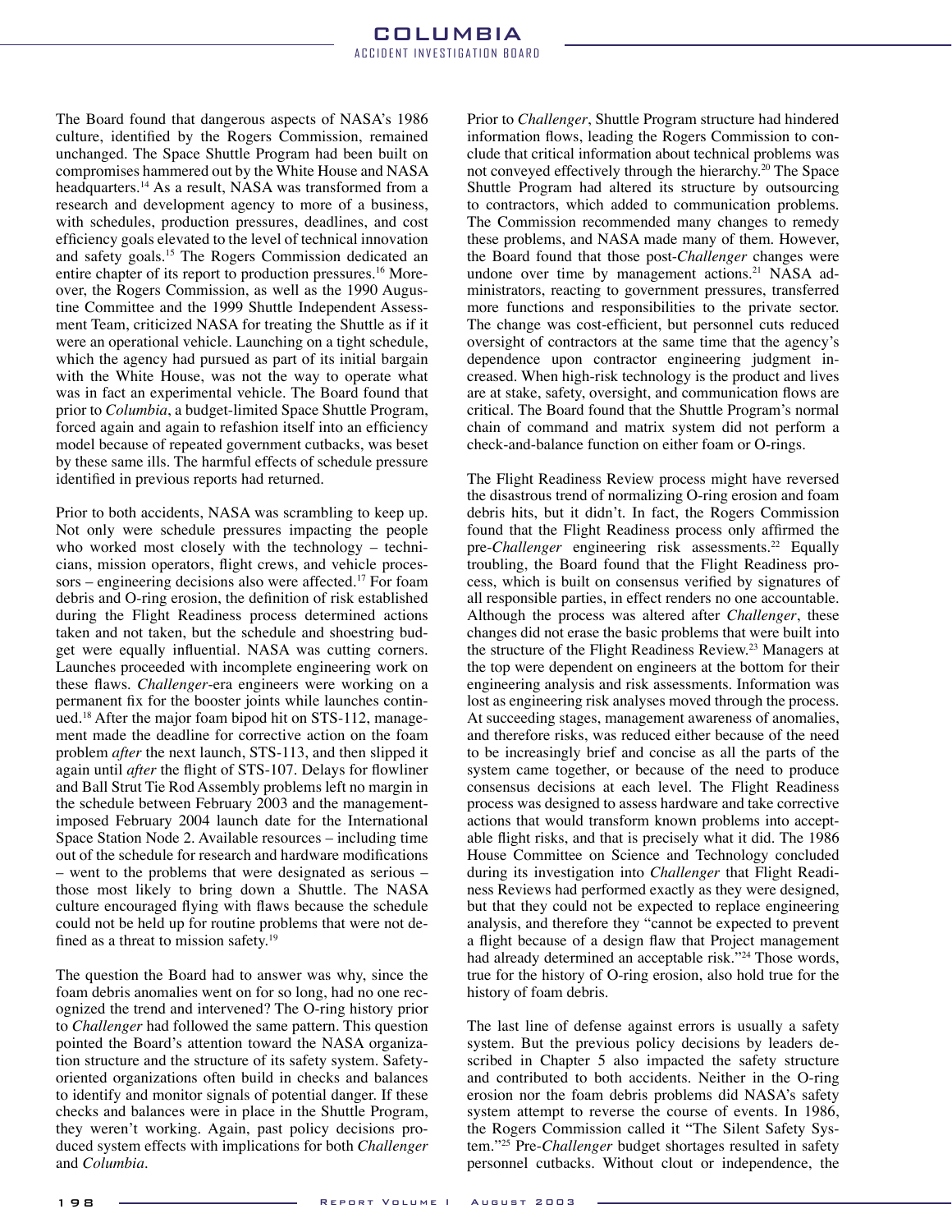The Board found that dangerous aspects of NASA's 1986 culture, identified by the Rogers Commission, remained unchanged. The Space Shuttle Program had been built on compromises hammered out by the White House and NASA headquarters.[14] As a result, NASA was transformed from a research and development agency to more of a business, with schedules, production pressures, deadlines, and cost efficiency goals elevated to the level of technical innovation and safety goals.[15] The Rogers Commission dedicated an entire chapter of its report to production pressures.[16] Moreover, the Rogers Commission, as well as the 1990 Augustine Committee and the 1999 Shuttle Independent Assessment Team, criticized NASA for treating the Shuttle as if it were an operational vehicle. Launching on a tight schedule, which the agency had pursued as part of its initial bargain with the White House, was not the way to operate what was in fact an experimental vehicle. The Board found that prior to *Columbia*, a budget-limited Space Shuttle Program, forced again and again to refashion itself into an efficiency model because of repeated government cutbacks, was beset by these same ills. The harmful effects of schedule pressure identified in previous reports had returned.

Prior to both accidents, NASA was scrambling to keep up. Not only were schedule pressures impacting the people who worked most closely with the technology – technicians, mission operators, flight crews, and vehicle processors – engineering decisions also were affected.[17] For foam debris and O-ring erosion, the definition of risk established during the Flight Readiness process determined actions taken and not taken, but the schedule and shoestring budget were equally influential. NASA was cutting corners. Launches proceeded with incomplete engineering work on these flaws. *Challenger*-era engineers were working on a permanent fix for the booster joints while launches continued.[18] After the major foam bipod hit on STS-112, management made the deadline for corrective action on the foam problem *after* the next launch, STS-113, and then slipped it again until *after* the flight of STS-107. Delays for flowliner and Ball Strut Tie Rod Assembly problems left no margin in the schedule between February 2003 and the management-imposed February 2004 launch date for the International Space Station Node 2. Available resources – including time out of the schedule for research and hardware modifications – went to the problems that were designated as serious – those most likely to bring down a Shuttle. The NASA culture encouraged flying with flaws because the schedule could not be held up for routine problems that were not defined as a threat to mission safety.[19]

The question the Board had to answer was why, since the foam debris anomalies went on for so long, had no one recognized the trend and intervened? The O-ring history prior to *Challenger* had followed the same pattern. This question pointed the Board's attention toward the NASA organization structure and the structure of its safety system. Safety-oriented organizations often build in checks and balances to identify and monitor signals of potential danger. If these checks and balances were in place in the Shuttle Program, they weren't working. Again, past policy decisions produced system effects with implications for both *Challenger* and *Columbia*.

Prior to *Challenger*, Shuttle Program structure had hindered information flows, leading the Rogers Commission to conclude that critical information about technical problems was not conveyed effectively through the hierarchy.[20] The Space Shuttle Program had altered its structure by outsourcing to contractors, which added to communication problems. The Commission recommended many changes to remedy these problems, and NASA made many of them. However, the Board found that those post-*Challenger* changes were undone over time by management actions.[21] NASA administrators, reacting to government pressures, transferred more functions and responsibilities to the private sector. The change was cost-efficient, but personnel cuts reduced oversight of contractors at the same time that the agency's dependence upon contractor engineering judgment increased. When high-risk technology is the product and lives are at stake, safety, oversight, and communication flows are critical. The Board found that the Shuttle Program's normal chain of command and matrix system did not perform a check-and-balance function on either foam or O-rings.

The Flight Readiness Review process might have reversed the disastrous trend of normalizing O-ring erosion and foam debris hits, but it didn't. In fact, the Rogers Commission found that the Flight Readiness process only affirmed the pre-*Challenger* engineering risk assessments.[22] Equally troubling, the Board found that the Flight Readiness process, which is built on consensus verified by signatures of all responsible parties, in effect renders no one accountable. Although the process was altered after *Challenger*, these changes did not erase the basic problems that were built into the structure of the Flight Readiness Review.[23] Managers at the top were dependent on engineers at the bottom for their engineering analysis and risk assessments. Information was lost as engineering risk analyses moved through the process. At succeeding stages, management awareness of anomalies, and therefore risks, was reduced either because of the need to be increasingly brief and concise as all the parts of the system came together, or because of the need to produce consensus decisions at each level. The Flight Readiness process was designed to assess hardware and take corrective actions that would transform known problems into acceptable flight risks, and that is precisely what it did. The 1986 House Committee on Science and Technology concluded during its investigation into *Challenger* that Flight Readiness Reviews had performed exactly as they were designed, but that they could not be expected to replace engineering analysis, and therefore they "cannot be expected to prevent a flight because of a design flaw that Project management had already determined an acceptable risk."[24] Those words, true for the history of O-ring erosion, also hold true for the history of foam debris.

The last line of defense against errors is usually a safety system. But the previous policy decisions by leaders described in Chapter 5 also impacted the safety structure and contributed to both accidents. Neither in the O-ring erosion nor the foam debris problems did NASA's safety system attempt to reverse the course of events. In 1986, the Rogers Commission called it "The Silent Safety System."[25] Pre-*Challenger* budget shortages resulted in safety personnel cutbacks. Without clout or independence, the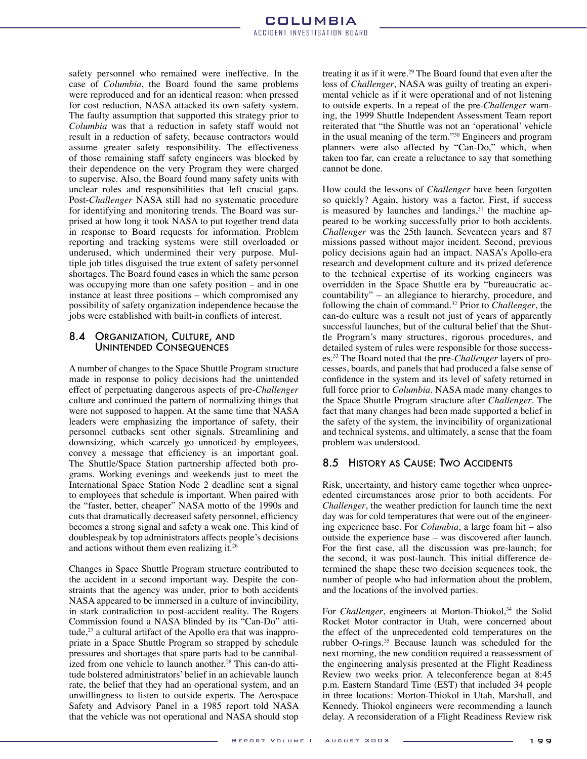safety personnel who remained were ineffective. In the case of *Columbia*, the Board found the same problems were reproduced and for an identical reason: when pressed for cost reduction, NASA attacked its own safety system. The faulty assumption that supported this strategy prior to *Columbia* was that a reduction in safety staff would not result in a reduction of safety, because contractors would assume greater safety responsibility. The effectiveness of those remaining staff safety engineers was blocked by their dependence on the very Program they were charged to supervise. Also, the Board found many safety units with unclear roles and responsibilities that left crucial gaps. Post-*Challenger* NASA still had no systematic procedure for identifying and monitoring trends. The Board was surprised at how long it took NASA to put together trend data in response to Board requests for information. Problem reporting and tracking systems were still overloaded or underused, which undermined their very purpose. Multiple job titles disguised the true extent of safety personnel shortages. The Board found cases in which the same person was occupying more than one safety position – and in one instance at least three positions – which compromised any possibility of safety organization independence because the jobs were established with built-in conflicts of interest.

## 8.4 Organization, Culture, and Unintended Consequences

A number of changes to the Space Shuttle Program structure made in response to policy decisions had the unintended effect of perpetuating dangerous aspects of pre-*Challenger* culture and continued the pattern of normalizing things that were not supposed to happen. At the same time that NASA leaders were emphasizing the importance of safety, their personnel cutbacks sent other signals. Streamlining and downsizing, which scarcely go unnoticed by employees, convey a message that efficiency is an important goal. The Shuttle/Space Station partnership affected both programs. Working evenings and weekends just to meet the International Space Station Node 2 deadline sent a signal to employees that schedule is important. When paired with the "faster, better, cheaper" NASA motto of the 1990s and cuts that dramatically decreased safety personnel, efficiency becomes a strong signal and safety a weak one. This kind of doublespeak by top administrators affects people's decisions and actions without them even realizing it.[26]

Changes in Space Shuttle Program structure contributed to the accident in a second important way. Despite the constraints that the agency was under, prior to both accidents NASA appeared to be immersed in a culture of invincibility, in stark contradiction to post-accident reality. The Rogers Commission found a NASA blinded by its "Can-Do" attitude,[27] a cultural artifact of the Apollo era that was inappropriate in a Space Shuttle Program so strapped by schedule pressures and shortages that spare parts had to be cannibalized from one vehicle to launch another.[28] This can-do attitude bolstered administrators' belief in an achievable launch rate, the belief that they had an operational system, and an unwillingness to listen to outside experts. The Aerospace Safety and Advisory Panel in a 1985 report told NASA that the vehicle was not operational and NASA should stop treating it as if it were.[29] The Board found that even after the loss of *Challenger*, NASA was guilty of treating an experimental vehicle as if it were operational and of not listening to outside experts. In a repeat of the pre-*Challenger* warning, the 1999 Shuttle Independent Assessment Team report reiterated that "the Shuttle was not an 'operational' vehicle in the usual meaning of the term."[30] Engineers and program planners were also affected by "Can-Do," which, when taken too far, can create a reluctance to say that something cannot be done.

How could the lessons of *Challenger* have been forgotten so quickly? Again, history was a factor. First, if success is measured by launches and landings,[31] the machine appeared to be working successfully prior to both accidents. *Challenger* was the 25th launch. Seventeen years and 87 missions passed without major incident. Second, previous policy decisions again had an impact. NASA's Apollo-era research and development culture and its prized deference to the technical expertise of its working engineers was overridden in the Space Shuttle era by "bureaucratic accountability" – an allegiance to hierarchy, procedure, and following the chain of command.[32] Prior to *Challenger*, the can-do culture was a result not just of years of apparently successful launches, but of the cultural belief that the Shuttle Program's many structures, rigorous procedures, and detailed system of rules were responsible for those successes.[33] The Board noted that the pre-*Challenger* layers of processes, boards, and panels that had produced a false sense of confidence in the system and its level of safety returned in full force prior to *Columbia*. NASA made many changes to the Space Shuttle Program structure after *Challenger*. The fact that many changes had been made supported a belief in the safety of the system, the invincibility of organizational and technical systems, and ultimately, a sense that the foam problem was understood.

## 8.5 History as Cause: Two Accidents

Risk, uncertainty, and history came together when unprecedented circumstances arose prior to both accidents. For *Challenger*, the weather prediction for launch time the next day was for cold temperatures that were out of the engineering experience base. For *Columbia*, a large foam hit – also outside the experience base – was discovered after launch. For the first case, all the discussion was pre-launch; for the second, it was post-launch. This initial difference determined the shape these two decision sequences took, the number of people who had information about the problem, and the locations of the involved parties.

For *Challenger*, engineers at Morton-Thiokol,[34] the Solid Rocket Motor contractor in Utah, were concerned about the effect of the unprecedented cold temperatures on the rubber O-rings.[35] Because launch was scheduled for the next morning, the new condition required a reassessment of the engineering analysis presented at the Flight Readiness Review two weeks prior. A teleconference began at 8:45 p.m. Eastern Standard Time (EST) that included 34 people in three locations: Morton-Thiokol in Utah, Marshall, and Kennedy. Thiokol engineers were recommending a launch delay. A reconsideration of a Flight Readiness Review risk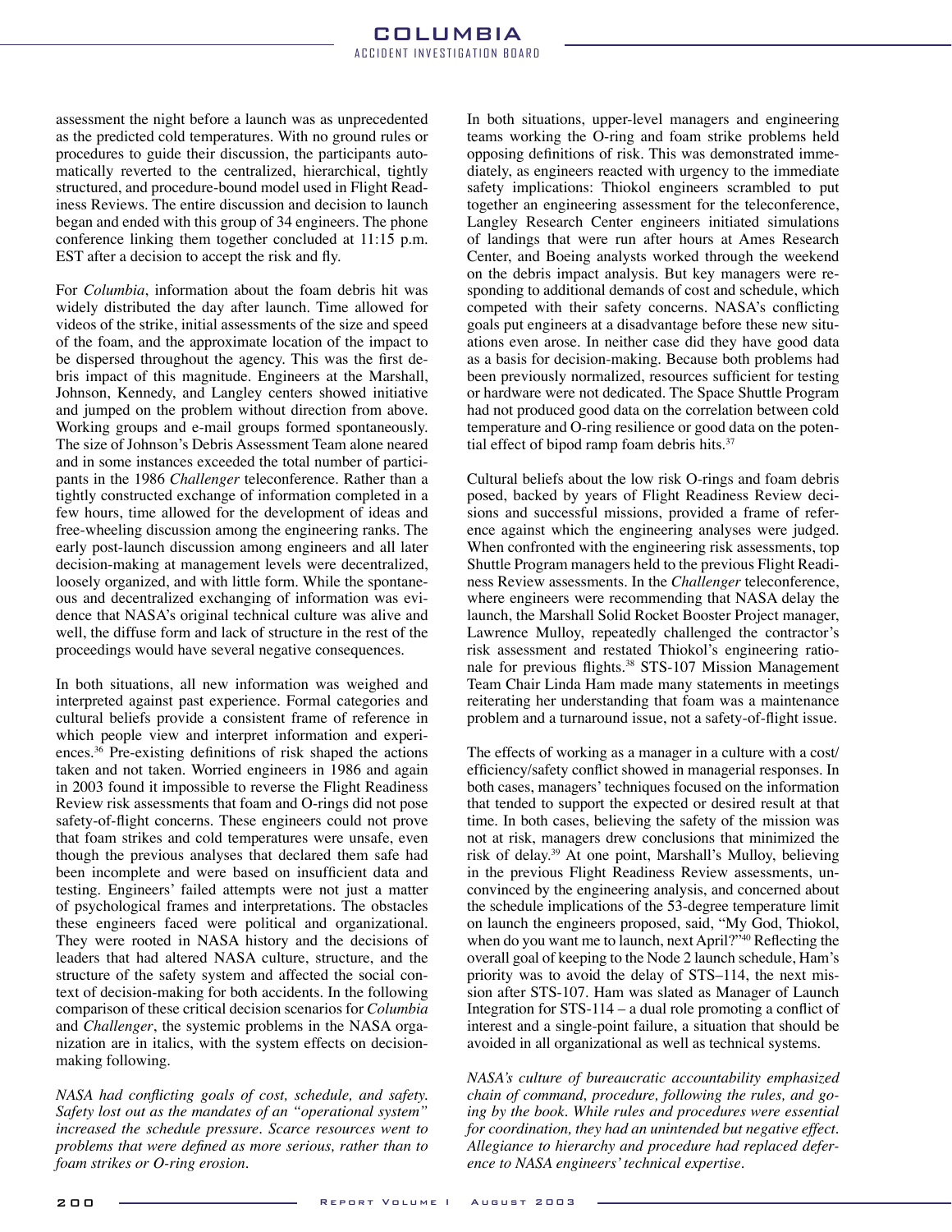assessment the night before a launch was as unprecedented as the predicted cold temperatures. With no ground rules or procedures to guide their discussion, the participants automatically reverted to the centralized, hierarchical, tightly structured, and procedure-bound model used in Flight Readiness Reviews. The entire discussion and decision to launch began and ended with this group of 34 engineers. The phone conference linking them together concluded at 11:15 p.m. EST after a decision to accept the risk and fly.

For *Columbia*, information about the foam debris hit was widely distributed the day after launch. Time allowed for videos of the strike, initial assessments of the size and speed of the foam, and the approximate location of the impact to be dispersed throughout the agency. This was the first debris impact of this magnitude. Engineers at the Marshall, Johnson, Kennedy, and Langley centers showed initiative and jumped on the problem without direction from above. Working groups and e-mail groups formed spontaneously. The size of Johnson's Debris Assessment Team alone neared and in some instances exceeded the total number of participants in the 1986 *Challenger* teleconference. Rather than a tightly constructed exchange of information completed in a few hours, time allowed for the development of ideas and free-wheeling discussion among the engineering ranks. The early post-launch discussion among engineers and all later decision-making at management levels were decentralized, loosely organized, and with little form. While the spontaneous and decentralized exchanging of information was evidence that NASA's original technical culture was alive and well, the diffuse form and lack of structure in the rest of the proceedings would have several negative consequences.

In both situations, all new information was weighed and interpreted against past experience. Formal categories and cultural beliefs provide a consistent frame of reference in which people view and interpret information and experiences.[36] Pre-existing definitions of risk shaped the actions taken and not taken. Worried engineers in 1986 and again in 2003 found it impossible to reverse the Flight Readiness Review risk assessments that foam and O-rings did not pose safety-of-flight concerns. These engineers could not prove that foam strikes and cold temperatures were unsafe, even though the previous analyses that declared them safe had been incomplete and were based on insufficient data and testing. Engineers' failed attempts were not just a matter of psychological frames and interpretations. The obstacles these engineers faced were political and organizational. They were rooted in NASA history and the decisions of leaders that had altered NASA culture, structure, and the structure of the safety system and affected the social context of decision-making for both accidents. In the following comparison of these critical decision scenarios for *Columbia* and *Challenger*, the systemic problems in the NASA organization are in italics, with the system effects on decision-making following.

*NASA had conflicting goals of cost, schedule, and safety. Safety lost out as the mandates of an "operational system" increased the schedule pressure. Scarce resources went to problems that were defined as more serious, rather than to foam strikes or O-ring erosion.*

In both situations, upper-level managers and engineering teams working the O-ring and foam strike problems held opposing definitions of risk. This was demonstrated immediately, as engineers reacted with urgency to the immediate safety implications: Thiokol engineers scrambled to put together an engineering assessment for the teleconference, Langley Research Center engineers initiated simulations of landings that were run after hours at Ames Research Center, and Boeing analysts worked through the weekend on the debris impact analysis. But key managers were responding to additional demands of cost and schedule, which competed with their safety concerns. NASA's conflicting goals put engineers at a disadvantage before these new situations even arose. In neither case did they have good data as a basis for decision-making. Because both problems had been previously normalized, resources sufficient for testing or hardware were not dedicated. The Space Shuttle Program had not produced good data on the correlation between cold temperature and O-ring resilience or good data on the potential effect of bipod ramp foam debris hits.[37]

Cultural beliefs about the low risk O-rings and foam debris posed, backed by years of Flight Readiness Review decisions and successful missions, provided a frame of reference against which the engineering analyses were judged. When confronted with the engineering risk assessments, top Shuttle Program managers held to the previous Flight Readiness Review assessments. In the *Challenger* teleconference, where engineers were recommending that NASA delay the launch, the Marshall Solid Rocket Booster Project manager, Lawrence Mulloy, repeatedly challenged the contractor's risk assessment and restated Thiokol's engineering rationale for previous flights.[38] STS-107 Mission Management Team Chair Linda Ham made many statements in meetings reiterating her understanding that foam was a maintenance problem and a turnaround issue, not a safety-of-flight issue.

The effects of working as a manager in a culture with a cost/efficiency/safety conflict showed in managerial responses. In both cases, managers' techniques focused on the information that tended to support the expected or desired result at that time. In both cases, believing the safety of the mission was not at risk, managers drew conclusions that minimized the risk of delay.[39] At one point, Marshall's Mulloy, believing in the previous Flight Readiness Review assessments, unconvinced by the engineering analysis, and concerned about the schedule implications of the 53-degree temperature limit on launch the engineers proposed, said, "My God, Thiokol, when do you want me to launch, next April?"[40] Reflecting the overall goal of keeping to the Node 2 launch schedule, Ham's priority was to avoid the delay of STS–114, the next mission after STS-107. Ham was slated as Manager of Launch Integration for STS-114 – a dual role promoting a conflict of interest and a single-point failure, a situation that should be avoided in all organizational as well as technical systems.

*NASA's culture of bureaucratic accountability emphasized chain of command, procedure, following the rules, and going by the book. While rules and procedures were essential for coordination, they had an unintended but negative effect. Allegiance to hierarchy and procedure had replaced deference to NASA engineers' technical expertise.*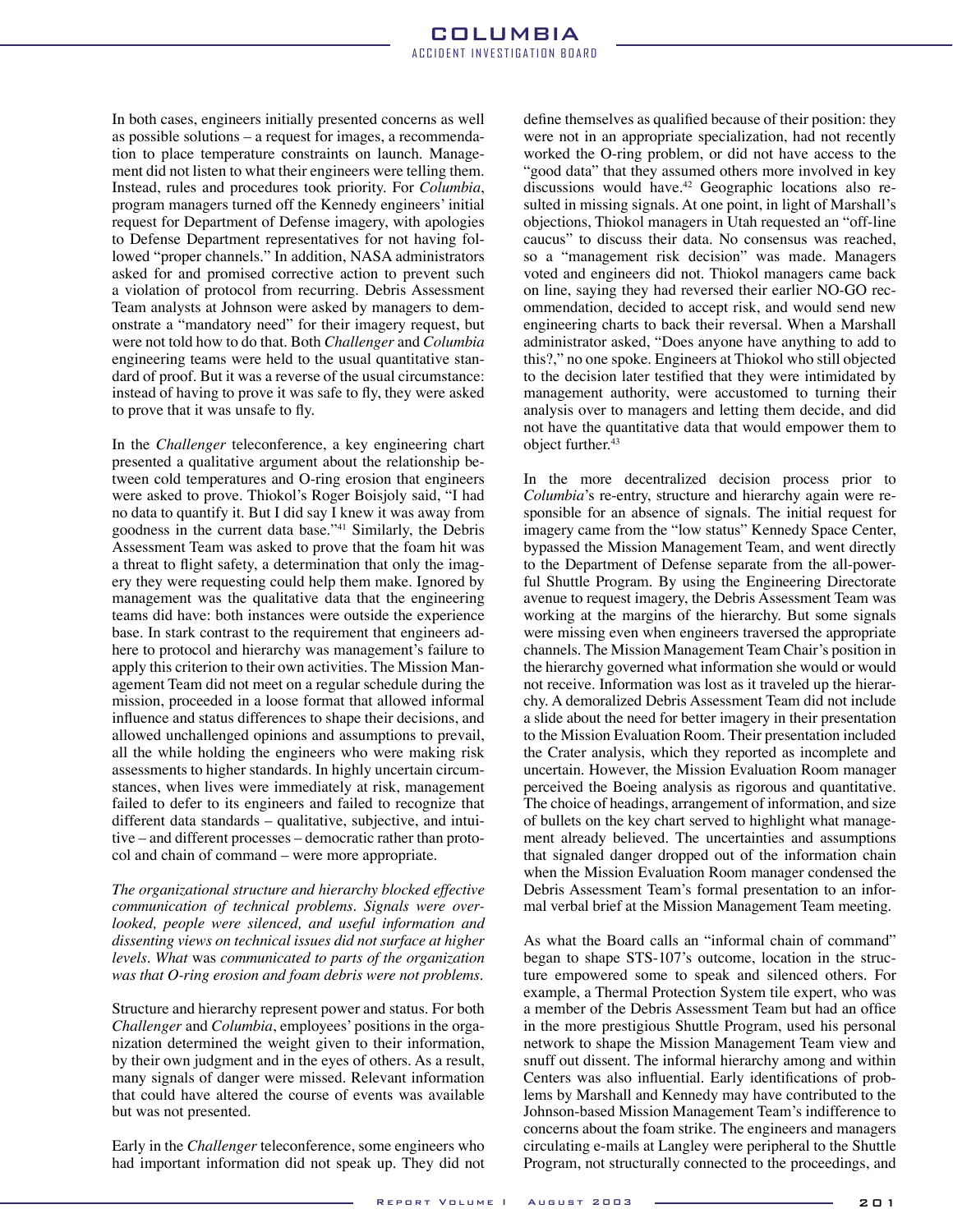In both cases, engineers initially presented concerns as well as possible solutions – a request for images, a recommendation to place temperature constraints on launch. Management did not listen to what their engineers were telling them. Instead, rules and procedures took priority. For *Columbia*, program managers turned off the Kennedy engineers' initial request for Department of Defense imagery, with apologies to Defense Department representatives for not having followed "proper channels." In addition, NASA administrators asked for and promised corrective action to prevent such a violation of protocol from recurring. Debris Assessment Team analysts at Johnson were asked by managers to demonstrate a "mandatory need" for their imagery request, but were not told how to do that. Both *Challenger* and *Columbia* engineering teams were held to the usual quantitative standard of proof. But it was a reverse of the usual circumstance: instead of having to prove it was safe to fly, they were asked to prove that it was unsafe to fly.

In the *Challenger* teleconference, a key engineering chart presented a qualitative argument about the relationship between cold temperatures and O-ring erosion that engineers were asked to prove. Thiokol's Roger Boisjoly said, "I had no data to quantify it. But I did say I knew it was away from goodness in the current data base."[41] Similarly, the Debris Assessment Team was asked to prove that the foam hit was a threat to flight safety, a determination that only the imagery they were requesting could help them make. Ignored by management was the qualitative data that the engineering teams did have: both instances were outside the experience base. In stark contrast to the requirement that engineers adhere to protocol and hierarchy was management's failure to apply this criterion to their own activities. The Mission Management Team did not meet on a regular schedule during the mission, proceeded in a loose format that allowed informal influence and status differences to shape their decisions, and allowed unchallenged opinions and assumptions to prevail, all the while holding the engineers who were making risk assessments to higher standards. In highly uncertain circumstances, when lives were immediately at risk, management failed to defer to its engineers and failed to recognize that different data standards – qualitative, subjective, and intuitive – and different processes – democratic rather than protocol and chain of command – were more appropriate.

*The organizational structure and hierarchy blocked effective communication of technical problems. Signals were overlooked, people were silenced, and useful information and dissenting views on technical issues did not surface at higher levels. What* was *communicated to parts of the organization was that O-ring erosion and foam debris were not problems.*

Structure and hierarchy represent power and status. For both *Challenger* and *Columbia*, employees' positions in the organization determined the weight given to their information, by their own judgment and in the eyes of others. As a result, many signals of danger were missed. Relevant information that could have altered the course of events was available but was not presented.

Early in the *Challenger* teleconference, some engineers who had important information did not speak up. They did not define themselves as qualified because of their position: they were not in an appropriate specialization, had not recently worked the O-ring problem, or did not have access to the "good data" that they assumed others more involved in key discussions would have.[42] Geographic locations also resulted in missing signals. At one point, in light of Marshall's objections, Thiokol managers in Utah requested an "off-line caucus" to discuss their data. No consensus was reached, so a "management risk decision" was made. Managers voted and engineers did not. Thiokol managers came back on line, saying they had reversed their earlier NO-GO recommendation, decided to accept risk, and would send new engineering charts to back their reversal. When a Marshall administrator asked, "Does anyone have anything to add to this?," no one spoke. Engineers at Thiokol who still objected to the decision later testified that they were intimidated by management authority, were accustomed to turning their analysis over to managers and letting them decide, and did not have the quantitative data that would empower them to object further.[43]

In the more decentralized decision process prior to *Columbia*'s re-entry, structure and hierarchy again were responsible for an absence of signals. The initial request for imagery came from the "low status" Kennedy Space Center, bypassed the Mission Management Team, and went directly to the Department of Defense separate from the all-powerful Shuttle Program. By using the Engineering Directorate avenue to request imagery, the Debris Assessment Team was working at the margins of the hierarchy. But some signals were missing even when engineers traversed the appropriate channels. The Mission Management Team Chair's position in the hierarchy governed what information she would or would not receive. Information was lost as it traveled up the hierarchy. A demoralized Debris Assessment Team did not include a slide about the need for better imagery in their presentation to the Mission Evaluation Room. Their presentation included the Crater analysis, which they reported as incomplete and uncertain. However, the Mission Evaluation Room manager perceived the Boeing analysis as rigorous and quantitative. The choice of headings, arrangement of information, and size of bullets on the key chart served to highlight what management already believed. The uncertainties and assumptions that signaled danger dropped out of the information chain when the Mission Evaluation Room manager condensed the Debris Assessment Team's formal presentation to an informal verbal brief at the Mission Management Team meeting.

As what the Board calls an "informal chain of command" began to shape STS-107's outcome, location in the structure empowered some to speak and silenced others. For example, a Thermal Protection System tile expert, who was a member of the Debris Assessment Team but had an office in the more prestigious Shuttle Program, used his personal network to shape the Mission Management Team view and snuff out dissent. The informal hierarchy among and within Centers was also influential. Early identifications of problems by Marshall and Kennedy may have contributed to the Johnson-based Mission Management Team's indifference to concerns about the foam strike. The engineers and managers circulating e-mails at Langley were peripheral to the Shuttle Program, not structurally connected to the proceedings, and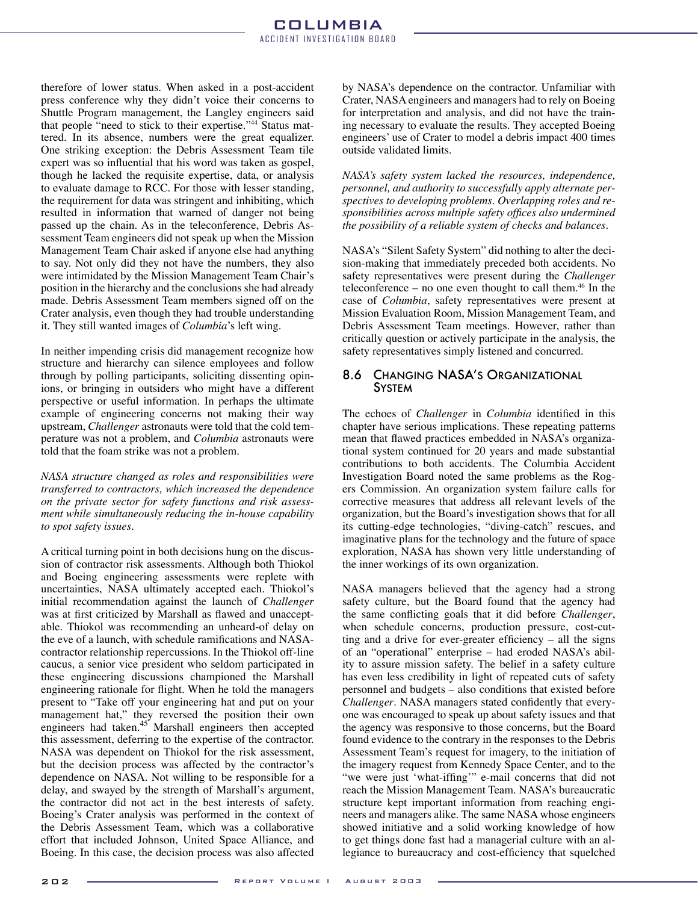therefore of lower status. When asked in a post-accident press conference why they didn't voice their concerns to Shuttle Program management, the Langley engineers said that people "need to stick to their expertise."[44] Status mattered. In its absence, numbers were the great equalizer. One striking exception: the Debris Assessment Team tile expert was so influential that his word was taken as gospel, though he lacked the requisite expertise, data, or analysis to evaluate damage to RCC. For those with lesser standing, the requirement for data was stringent and inhibiting, which resulted in information that warned of danger not being passed up the chain. As in the teleconference, Debris Assessment Team engineers did not speak up when the Mission Management Team Chair asked if anyone else had anything to say. Not only did they not have the numbers, they also were intimidated by the Mission Management Team Chair's position in the hierarchy and the conclusions she had already made. Debris Assessment Team members signed off on the Crater analysis, even though they had trouble understanding it. They still wanted images of *Columbia*'s left wing.

In neither impending crisis did management recognize how structure and hierarchy can silence employees and follow through by polling participants, soliciting dissenting opinions, or bringing in outsiders who might have a different perspective or useful information. In perhaps the ultimate example of engineering concerns not making their way upstream, *Challenger* astronauts were told that the cold temperature was not a problem, and *Columbia* astronauts were told that the foam strike was not a problem.

*NASA structure changed as roles and responsibilities were transferred to contractors, which increased the dependence on the private sector for safety functions and risk assessment while simultaneously reducing the in-house capability to spot safety issues.*

A critical turning point in both decisions hung on the discussion of contractor risk assessments. Although both Thiokol and Boeing engineering assessments were replete with uncertainties, NASA ultimately accepted each. Thiokol's initial recommendation against the launch of *Challenger* was at first criticized by Marshall as flawed and unacceptable. Thiokol was recommending an unheard-of delay on the eve of a launch, with schedule ramifications and NASA-contractor relationship repercussions. In the Thiokol off-line caucus, a senior vice president who seldom participated in these engineering discussions championed the Marshall engineering rationale for flight. When he told the managers present to "Take off your engineering hat and put on your management hat," they reversed the position their own engineers had taken.[45] Marshall engineers then accepted this assessment, deferring to the expertise of the contractor. NASA was dependent on Thiokol for the risk assessment, but the decision process was affected by the contractor's dependence on NASA. Not willing to be responsible for a delay, and swayed by the strength of Marshall's argument, the contractor did not act in the best interests of safety. Boeing's Crater analysis was performed in the context of the Debris Assessment Team, which was a collaborative effort that included Johnson, United Space Alliance, and Boeing. In this case, the decision process was also affected by NASA's dependence on the contractor. Unfamiliar with Crater, NASA engineers and managers had to rely on Boeing for interpretation and analysis, and did not have the training necessary to evaluate the results. They accepted Boeing engineers' use of Crater to model a debris impact 400 times outside validated limits.

*NASA's safety system lacked the resources, independence, personnel, and authority to successfully apply alternate perspectives to developing problems. Overlapping roles and responsibilities across multiple safety offices also undermined the possibility of a reliable system of checks and balances.*

NASA's "Silent Safety System" did nothing to alter the decision-making that immediately preceded both accidents. No safety representatives were present during the *Challenger* teleconference – no one even thought to call them.[46] In the case of *Columbia*, safety representatives were present at Mission Evaluation Room, Mission Management Team, and Debris Assessment Team meetings. However, rather than critically question or actively participate in the analysis, the safety representatives simply listened and concurred.

## 8.6 Changing NASA's Organizational System

The echoes of *Challenger* in *Columbia* identified in this chapter have serious implications. These repeating patterns mean that flawed practices embedded in NASA's organizational system continued for 20 years and made substantial contributions to both accidents. The Columbia Accident Investigation Board noted the same problems as the Rogers Commission. An organization system failure calls for corrective measures that address all relevant levels of the organization, but the Board's investigation shows that for all its cutting-edge technologies, "diving-catch" rescues, and imaginative plans for the technology and the future of space exploration, NASA has shown very little understanding of the inner workings of its own organization.

NASA managers believed that the agency had a strong safety culture, but the Board found that the agency had the same conflicting goals that it did before *Challenger*, when schedule concerns, production pressure, cost-cutting and a drive for ever-greater efficiency – all the signs of an "operational" enterprise – had eroded NASA's ability to assure mission safety. The belief in a safety culture has even less credibility in light of repeated cuts of safety personnel and budgets – also conditions that existed before *Challenger*. NASA managers stated confidently that everyone was encouraged to speak up about safety issues and that the agency was responsive to those concerns, but the Board found evidence to the contrary in the responses to the Debris Assessment Team's request for imagery, to the initiation of the imagery request from Kennedy Space Center, and to the "we were just 'what-iffing'" e-mail concerns that did not reach the Mission Management Team. NASA's bureaucratic structure kept important information from reaching engineers and managers alike. The same NASA whose engineers showed initiative and a solid working knowledge of how to get things done fast had a managerial culture with an allegiance to bureaucracy and cost-efficiency that squelched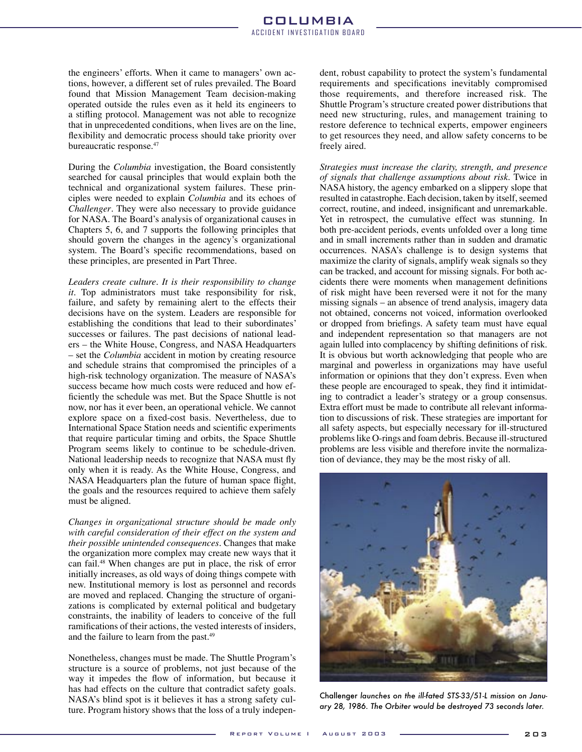the engineers' efforts. When it came to managers' own actions, however, a different set of rules prevailed. The Board found that Mission Management Team decision-making operated outside the rules even as it held its engineers to a stifling protocol. Management was not able to recognize that in unprecedented conditions, when lives are on the line, flexibility and democratic process should take priority over bureaucratic response.[47]

During the *Columbia* investigation, the Board consistently searched for causal principles that would explain both the technical and organizational system failures. These principles were needed to explain *Columbia* and its echoes of *Challenger*. They were also necessary to provide guidance for NASA. The Board's analysis of organizational causes in Chapters 5, 6, and 7 supports the following principles that should govern the changes in the agency's organizational system. The Board's specific recommendations, based on these principles, are presented in Part Three.

*Leaders create culture. It is their responsibility to change it*. Top administrators must take responsibility for risk, failure, and safety by remaining alert to the effects their decisions have on the system. Leaders are responsible for establishing the conditions that lead to their subordinates' successes or failures. The past decisions of national leaders – the White House, Congress, and NASA Headquarters – set the *Columbia* accident in motion by creating resource and schedule strains that compromised the principles of a high-risk technology organization. The measure of NASA's success became how much costs were reduced and how efficiently the schedule was met. But the Space Shuttle is not now, nor has it ever been, an operational vehicle. We cannot explore space on a fixed-cost basis. Nevertheless, due to International Space Station needs and scientific experiments that require particular timing and orbits, the Space Shuttle Program seems likely to continue to be schedule-driven. National leadership needs to recognize that NASA must fly only when it is ready. As the White House, Congress, and NASA Headquarters plan the future of human space flight, the goals and the resources required to achieve them safely must be aligned.

*Changes in organizational structure should be made only with careful consideration of their effect on the system and their possible unintended consequences*. Changes that make the organization more complex may create new ways that it can fail.[48] When changes are put in place, the risk of error initially increases, as old ways of doing things compete with new. Institutional memory is lost as personnel and records are moved and replaced. Changing the structure of organizations is complicated by external political and budgetary constraints, the inability of leaders to conceive of the full ramifications of their actions, the vested interests of insiders, and the failure to learn from the past.[49]

Nonetheless, changes must be made. The Shuttle Program's structure is a source of problems, not just because of the way it impedes the flow of information, but because it has had effects on the culture that contradict safety goals. NASA's blind spot is it believes it has a strong safety culture. Program history shows that the loss of a truly independent, robust capability to protect the system's fundamental requirements and specifications inevitably compromised those requirements, and therefore increased risk. The Shuttle Program's structure created power distributions that need new structuring, rules, and management training to restore deference to technical experts, empower engineers to get resources they need, and allow safety concerns to be freely aired.

*Strategies must increase the clarity, strength, and presence of signals that challenge assumptions about risk*. Twice in NASA history, the agency embarked on a slippery slope that resulted in catastrophe. Each decision, taken by itself, seemed correct, routine, and indeed, insignificant and unremarkable. Yet in retrospect, the cumulative effect was stunning. In both pre-accident periods, events unfolded over a long time and in small increments rather than in sudden and dramatic occurrences. NASA's challenge is to design systems that maximize the clarity of signals, amplify weak signals so they can be tracked, and account for missing signals. For both accidents there were moments when management definitions of risk might have been reversed were it not for the many missing signals – an absence of trend analysis, imagery data not obtained, concerns not voiced, information overlooked or dropped from briefings. A safety team must have equal and independent representation so that managers are not again lulled into complacency by shifting definitions of risk. It is obvious but worth acknowledging that people who are marginal and powerless in organizations may have useful information or opinions that they don't express. Even when these people are encouraged to speak, they find it intimidating to contradict a leader's strategy or a group consensus. Extra effort must be made to contribute all relevant information to discussions of risk. These strategies are important for all safety aspects, but especially necessary for ill-structured problems like O-rings and foam debris. Because ill-structured problems are less visible and therefore invite the normalization of deviance, they may be the most risky of all.

*Challenger launches on the ill-fated STS-33/51-L mission on January 28, 1986. The Orbiter would be destroyed 73 seconds later.*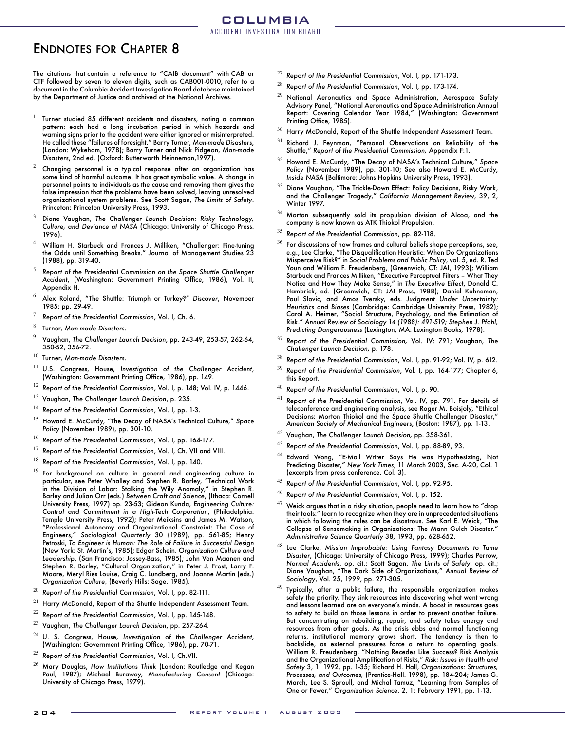# ENDNOTES FOR CHAPTER 8

The citations that contain a reference to "CAIB document" with CAB or CTF followed by seven to eleven digits, such as CAB001-0010, refer to a document in the Columbia Accident Investigation Board database maintained by the Department of Justice and archived at the National Archives.

1. Turner studied 85 different accidents and disasters, noting a common pattern: each had a long incubation period in which hazards and warning signs prior to the accident were either ignored or misinterpreted. He called these "failures of foresight." Barry Turner, *Man-made Disasters*, (London: Wykeham, 1978); Barry Turner and Nick Pidgeon, *Man-made Disasters*, 2nd ed. (Oxford: Butterworth Heinneman,1997).
2. Changing personnel is a typical response after an organization has some kind of harmful outcome. It has great symbolic value. A change in personnel points to individuals as the cause and removing them gives the false impression that the problems have been solved, leaving unresolved organizational system problems. See Scott Sagan, *The Limits of Safety*. Princeton: Princeton University Press, 1993.
3. Diane Vaughan, *The Challenger Launch Decision: Risky Technology, Culture, and Deviance at NASA* (Chicago: University of Chicago Press. 1996).
4. William H. Starbuck and Frances J. Milliken, "Challenger: Fine-tuning the Odds until Something Breaks." Journal of Management Studies 23 (1988), pp. 319-40.
5. *Report of the Presidential Commission on the Space Shuttle Challenger Accident*, (Washington: Government Printing Office, 1986), Vol. II, Appendix H.
6. Alex Roland, "The Shuttle: Triumph or Turkey?" *Discover*, November 1985: pp. 29-49.
7. *Report of the Presidential Commission*, Vol. I, Ch. 6.
8. Turner, *Man-made Disasters*.
9. Vaughan, *The Challenger Launch Decision*, pp. 243-49, 253-57, 262-64, 350-52, 356-72.
10. Turner, *Man-made Disasters*.
11. U.S. Congress, House, *Investigation of the Challenger Accident*, (Washington: Government Printing Office, 1986), pp. 149.
12. *Report of the Presidential Commission*, Vol. I, p. 148; Vol. IV, p. 1446.
13. Vaughan, *The Challenger Launch Decision*, p. 235.
14. *Report of the Presidential Commission*, Vol. I, pp. 1-3.
15. Howard E. McCurdy, "The Decay of NASA's Technical Culture," *Space Policy* (November 1989), pp. 301-10.
16. *Report of the Presidential Commission*, Vol. I, pp. 164-177.
17. *Report of the Presidential Commission*, Vol. I, Ch. VII and VIII.
18. *Report of the Presidential Commission*, Vol. I, pp. 140.
19. For background on culture in general and engineering culture in particular, see Peter Whalley and Stephen R. Barley, "Technical Work in the Division of Labor: Stalking the Wily Anomaly," in Stephen R. Barley and Julian Orr (eds.) *Between Craft and Science*, (Ithaca: Cornell University Press, 1997) pp. 23-53; Gideon Kunda, *Engineering Culture: Control and Commitment in a High-Tech Corporation*, (Philadelphia: Temple University Press, 1992); Peter Meiksins and James M. Watson, "Professional Autonomy and Organizational Constraint: The Case of Engineers," *Sociological Quarterly* 30 (1989), pp. 561-85; Henry Petroski, *To Engineer is Human: The Role of Failure in Successful Design* (New York: St. Martin's, 1985); Edgar Schein. *Organization Culture and Leadership*, (San Francisco: Jossey-Bass, 1985); John Van Maanen and Stephen R. Barley, "Cultural Organization," in Peter J. Frost, Larry F. Moore, Meryl Ries Louise, Craig C. Lundberg, and Joanne Martin (eds.) *Organization Culture*, (Beverly Hills: Sage, 1985).
20. *Report of the Presidential Commission*, Vol. I, pp. 82-111.
21. Harry McDonald, Report of the Shuttle Independent Assessment Team.
22. *Report of the Presidential Commission*, Vol. I, pp. 145-148.
23. Vaughan, *The Challenger Launch Decision*, pp. 257-264.
24. U. S. Congress, House, *Investigation of the Challenger Accident*, (Washington: Government Printing Office, 1986), pp. 70-71.
25. *Report of the Presidential Commission*, Vol. I, Ch.VII.
26. Mary Douglas, *How Institutions Think* (London: Routledge and Kegan Paul, 1987); Michael Burawoy, *Manufacturing Consent* (Chicago: University of Chicago Press, 1979).
27. *Report of the Presidential Commission*, Vol. I, pp. 171-173.
28. *Report of the Presidential Commission*, Vol. I, pp. 173-174.
29. National Aeronautics and Space Administration, Aerospace Safety Advisory Panel, "National Aeronautics and Space Administration Annual Report: Covering Calendar Year 1984," (Washington: Government Printing Office, 1985).
30. Harry McDonald, Report of the Shuttle Independent Assessment Team.
31. Richard J. Feynman, "Personal Observations on Reliability of the Shuttle," *Report of the Presidential Commission,* Appendix F:1.
32. Howard E. McCurdy, "The Decay of NASA's Technical Culture," *Space Policy* (November 1989), pp. 301-10; See also Howard E. McCurdy, *Inside NASA* (Baltimore: Johns Hopkins University Press, 1993).
33. Diane Vaughan, "The Trickle-Down Effect: Policy Decisions, Risky Work, and the Challenger Tragedy," *California Management Review*, 39, 2, Winter 1997.
34. Morton subsequently sold its propulsion division of Alcoa, and the company is now known as ATK Thiokol Propulsion.
35. *Report of the Presidential Commission*, pp. 82-118.
36. For discussions of how frames and cultural beliefs shape perceptions, see, e.g., Lee Clarke, "The Disqualification Heuristic: When Do Organizations Misperceive Risk?" in *Social Problems and Public Policy*, vol. 5, ed. R. Ted Youn and William F. Freudenberg, (Greenwich, CT: JAI, 1993); William Starbuck and Frances Milliken, "Executive Perceptual Filters – What They Notice and How They Make Sense," in *The Executive Effect*, Donald C. Hambrick, ed. (Greenwich, CT: JAI Press, 1988); Daniel Kahneman, Paul Slovic, and Amos Tversky, eds. *Judgment Under Uncertainty: Heuristics and Biases* (Cambridge: Cambridge University Press, 1982); Carol A. Heimer, "Social Structure, Psychology, and the Estimation of Risk." *Annual Review of Sociology 14 (1988): 491-519; Stephen J. Pfohl, Predicting Dangerousness* (Lexington, MA: Lexington Books, 1978).
37. *Report of the Presidential Commission,* Vol. IV: 791; Vaughan, *The Challenger Launch Decision,* p. 178.
38. *Report of the Presidential Commission*, Vol. I, pp. 91-92; Vol. IV, p. 612.
39. *Report of the Presidential Commission*, Vol. I, pp. 164-177; Chapter 6, this Report.
40. *Report of the Presidential Commission*, Vol. I, p. 90.
41. *Report of the Presidential Commission*, Vol. IV, pp. 791. For details of teleconference and engineering analysis, see Roger M. Boisjoly, "Ethical Decisions: Morton Thiokol and the Space Shuttle Challenger Disaster," *American Society of Mechanical Engineers*, (Boston: 1987), pp. 1-13.
42. Vaughan, *The Challenger Launch Decision,* pp. 358-361.
43. *Report of the Presidential Commission*, Vol. I, pp. 88-89, 93.
44. Edward Wong, "E-Mail Writer Says He was Hypothesizing, Not Predicting Disaster," *New York Times*, 11 March 2003, Sec. A-20, Col. 1 (excerpts from press conference, Col. 3).
45. *Report of the Presidential Commission*, Vol. I, pp. 92-95.
46. *Report of the Presidential Commission*, Vol. I, p. 152.
47. Weick argues that in a risky situation, people need to learn how to "drop their tools:" learn to recognize when they are in unprecedented situations in which following the rules can be disastrous. See Karl E. Weick, "The Collapse of Sensemaking in Organizations: The Mann Gulch Disaster." *Administrative Science Quarterly* 38, 1993, pp. 628-652.
48. Lee Clarke, *Mission Improbable: Using Fantasy Documents to Tame Disaster*, (Chicago: University of Chicago Press, 1999); Charles Perrow, *Normal Accidents*, op. cit.; Scott Sagan, *The Limits of Safety*, op. cit.; Diane Vaughan, "The Dark Side of Organizations," *Annual Review of Sociology*, Vol. 25, 1999, pp. 271-305.
49. Typically, after a public failure, the responsible organization makes safety the priority. They sink resources into discovering what went wrong and lessons learned are on everyone's minds. A boost in resources goes to safety to build on those lessons in order to prevent another failure. But concentrating on rebuilding, repair, and safety takes energy and resources from other goals. As the crisis ebbs and normal functioning returns, institutional memory grows short. The tendency is then to backslide, as external pressures force a return to operating goals. William R. Freudenberg, "Nothing Recedes Like Success? Risk Analysis and the Organizational Amplification of Risks," *Risk: Issues in Health and Safety* 3, 1: 1992, pp. 1-35; Richard H. Hall, *Organizations: Structures, Processes, and Outcomes*, (Prentice-Hall. 1998), pp. 184-204; James G. March, Lee S. Sproull, and Michal Tamuz, "Learning from Samples of One or Fewer," *Organization Science*, 2, 1: February 1991, pp. 1-13.